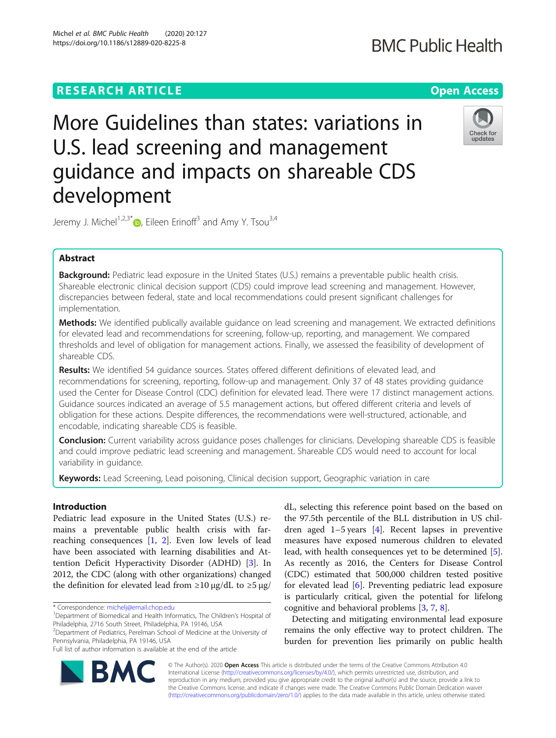# More Guidelines than states: variations in U.S. lead screening and management guidance and impacts on shareable CDS development

Jeremy J. Michel[1,2,3*], Eileen Erinoff[3] and Amy Y. Tsou[3,4]

## Abstract

**Background:** Pediatric lead exposure in the United States (U.S.) remains a preventable public health crisis. Shareable electronic clinical decision support (CDS) could improve lead screening and management. However, discrepancies between federal, state and local recommendations could present significant challenges for implementation.

**Methods:** We identified publically available guidance on lead screening and management. We extracted definitions for elevated lead and recommendations for screening, follow-up, reporting, and management. We compared thresholds and level of obligation for management actions. Finally, we assessed the feasibility of development of shareable CDS.

**Results:** We identified 54 guidance sources. States offered different definitions of elevated lead, and recommendations for screening, reporting, follow-up and management. Only 37 of 48 states providing guidance used the Center for Disease Control (CDC) definition for elevated lead. There were 17 distinct management actions. Guidance sources indicated an average of 5.5 management actions, but offered different criteria and levels of obligation for these actions. Despite differences, the recommendations were well-structured, actionable, and encodable, indicating shareable CDS is feasible.

**Conclusion:** Current variability across guidance poses challenges for clinicians. Developing shareable CDS is feasible and could improve pediatric lead screening and management. Shareable CDS would need to account for local variability in guidance.

**Keywords:** Lead Screening, Lead poisoning, Clinical decision support, Geographic variation in care

## Introduction

Pediatric lead exposure in the United States (U.S.) remains a preventable public health crisis with far-reaching consequences [1, 2]. Even low levels of lead have been associated with learning disabilities and Attention Deficit Hyperactivity Disorder (ADHD) [3]. In 2012, the CDC (along with other organizations) changed the definition for elevated lead from ≥10 μg/dL to ≥5 μg/dL, selecting this reference point based on the based on the 97.5th percentile of the BLL distribution in US children aged 1–5 years [4]. Recent lapses in preventive measures have exposed numerous children to elevated lead, with health consequences yet to be determined [5]. As recently as 2016, the Centers for Disease Control (CDC) estimated that 500,000 children tested positive for elevated lead [6]. Preventing pediatric lead exposure is particularly critical, given the potential for lifelong cognitive and behavioral problems [3, 7, 8].

Detecting and mitigating environmental lead exposure remains the only effective way to protect children. The burden for prevention lies primarily on public health

\* Correspondence: michelj@email.chop.edu
[1]Department of Biomedical and Health Informatics, The Children's Hospital of Philadelphia, 2716 South Street, Philadelphia, PA 19146, USA
[2]Department of Pediatrics, Perelman School of Medicine at the University of Pennsylvania, Philadelphia, PA 19146, USA
Full list of author information is available at the end of the article

© The Author(s). 2020 **Open Access** This article is distributed under the terms of the Creative Commons Attribution 4.0 International License (http://creativecommons.org/licenses/by/4.0/), which permits unrestricted use, distribution, and reproduction in any medium, provided you give appropriate credit to the original author(s) and the source, provide a link to the Creative Commons license, and indicate if changes were made. The Creative Commons Public Domain Dedication waiver (http://creativecommons.org/publicdomain/zero/1.0/) applies to the data made available in this article, unless otherwise stated.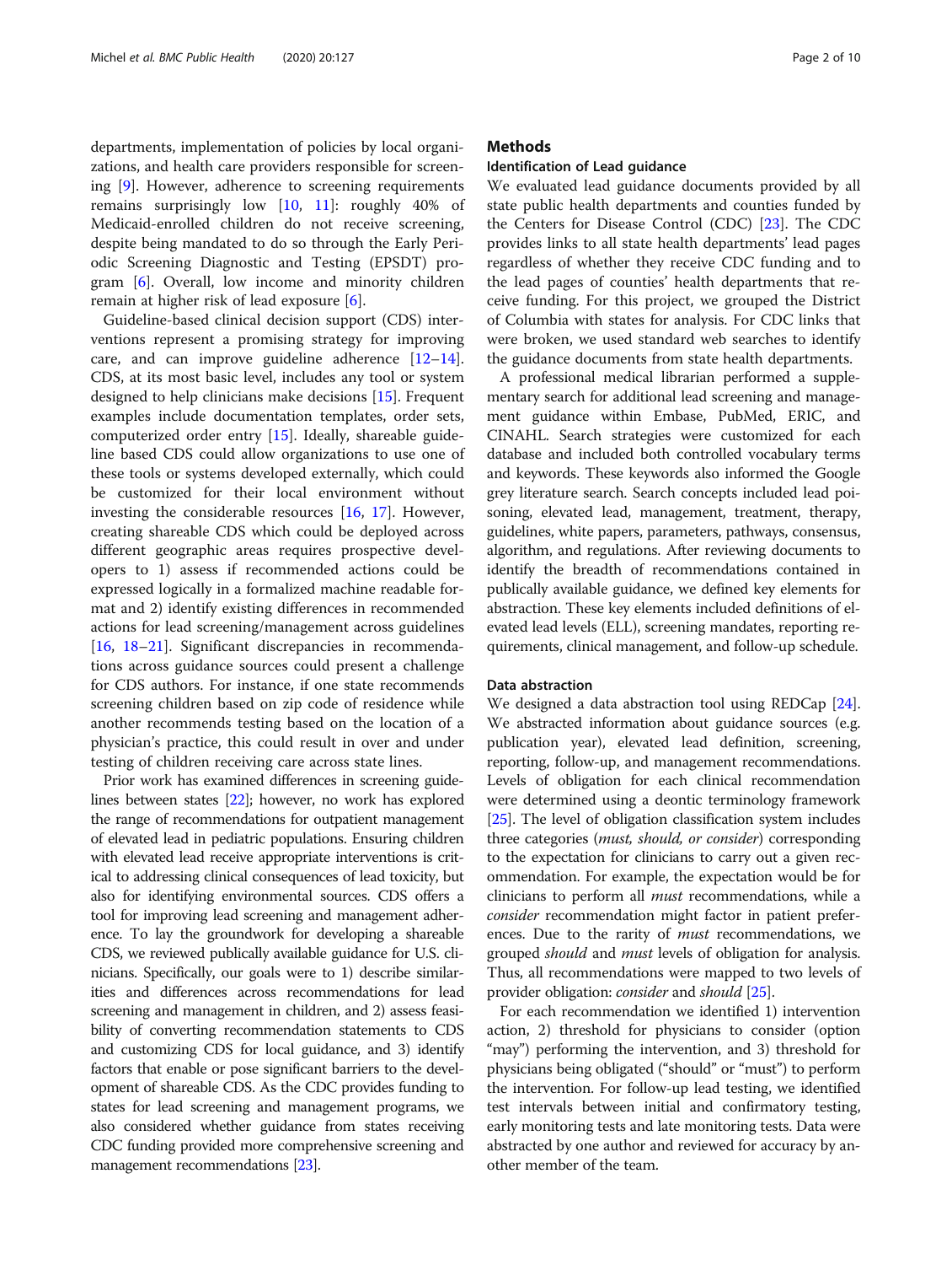departments, implementation of policies by local organizations, and health care providers responsible for screening [9]. However, adherence to screening requirements remains surprisingly low [10, 11]: roughly 40% of Medicaid-enrolled children do not receive screening, despite being mandated to do so through the Early Periodic Screening Diagnostic and Testing (EPSDT) program [6]. Overall, low income and minority children remain at higher risk of lead exposure [6].

Guideline-based clinical decision support (CDS) interventions represent a promising strategy for improving care, and can improve guideline adherence [12–14]. CDS, at its most basic level, includes any tool or system designed to help clinicians make decisions [15]. Frequent examples include documentation templates, order sets, computerized order entry [15]. Ideally, shareable guideline based CDS could allow organizations to use one of these tools or systems developed externally, which could be customized for their local environment without investing the considerable resources [16, 17]. However, creating shareable CDS which could be deployed across different geographic areas requires prospective developers to 1) assess if recommended actions could be expressed logically in a formalized machine readable format and 2) identify existing differences in recommended actions for lead screening/management across guidelines [16, 18–21]. Significant discrepancies in recommendations across guidance sources could present a challenge for CDS authors. For instance, if one state recommends screening children based on zip code of residence while another recommends testing based on the location of a physician's practice, this could result in over and under testing of children receiving care across state lines.

Prior work has examined differences in screening guidelines between states [22]; however, no work has explored the range of recommendations for outpatient management of elevated lead in pediatric populations. Ensuring children with elevated lead receive appropriate interventions is critical to addressing clinical consequences of lead toxicity, but also for identifying environmental sources. CDS offers a tool for improving lead screening and management adherence. To lay the groundwork for developing a shareable CDS, we reviewed publically available guidance for U.S. clinicians. Specifically, our goals were to 1) describe similarities and differences across recommendations for lead screening and management in children, and 2) assess feasibility of converting recommendation statements to CDS and customizing CDS for local guidance, and 3) identify factors that enable or pose significant barriers to the development of shareable CDS. As the CDC provides funding to states for lead screening and management programs, we also considered whether guidance from states receiving CDC funding provided more comprehensive screening and management recommendations [23].

## Methods

### Identification of Lead guidance

We evaluated lead guidance documents provided by all state public health departments and counties funded by the Centers for Disease Control (CDC) [23]. The CDC provides links to all state health departments' lead pages regardless of whether they receive CDC funding and to the lead pages of counties' health departments that receive funding. For this project, we grouped the District of Columbia with states for analysis. For CDC links that were broken, we used standard web searches to identify the guidance documents from state health departments.

A professional medical librarian performed a supplementary search for additional lead screening and management guidance within Embase, PubMed, ERIC, and CINAHL. Search strategies were customized for each database and included both controlled vocabulary terms and keywords. These keywords also informed the Google grey literature search. Search concepts included lead poisoning, elevated lead, management, treatment, therapy, guidelines, white papers, parameters, pathways, consensus, algorithm, and regulations. After reviewing documents to identify the breadth of recommendations contained in publically available guidance, we defined key elements for abstraction. These key elements included definitions of elevated lead levels (ELL), screening mandates, reporting requirements, clinical management, and follow-up schedule.

### Data abstraction

We designed a data abstraction tool using REDCap [24]. We abstracted information about guidance sources (e.g. publication year), elevated lead definition, screening, reporting, follow-up, and management recommendations. Levels of obligation for each clinical recommendation were determined using a deontic terminology framework [25]. The level of obligation classification system includes three categories (*must, should, or consider*) corresponding to the expectation for clinicians to carry out a given recommendation. For example, the expectation would be for clinicians to perform all *must* recommendations, while a *consider* recommendation might factor in patient preferences. Due to the rarity of *must* recommendations, we grouped *should* and *must* levels of obligation for analysis. Thus, all recommendations were mapped to two levels of provider obligation: *consider* and *should* [25].

For each recommendation we identified 1) intervention action, 2) threshold for physicians to consider (option "may") performing the intervention, and 3) threshold for physicians being obligated ("should" or "must") to perform the intervention. For follow-up lead testing, we identified test intervals between initial and confirmatory testing, early monitoring tests and late monitoring tests. Data were abstracted by one author and reviewed for accuracy by another member of the team.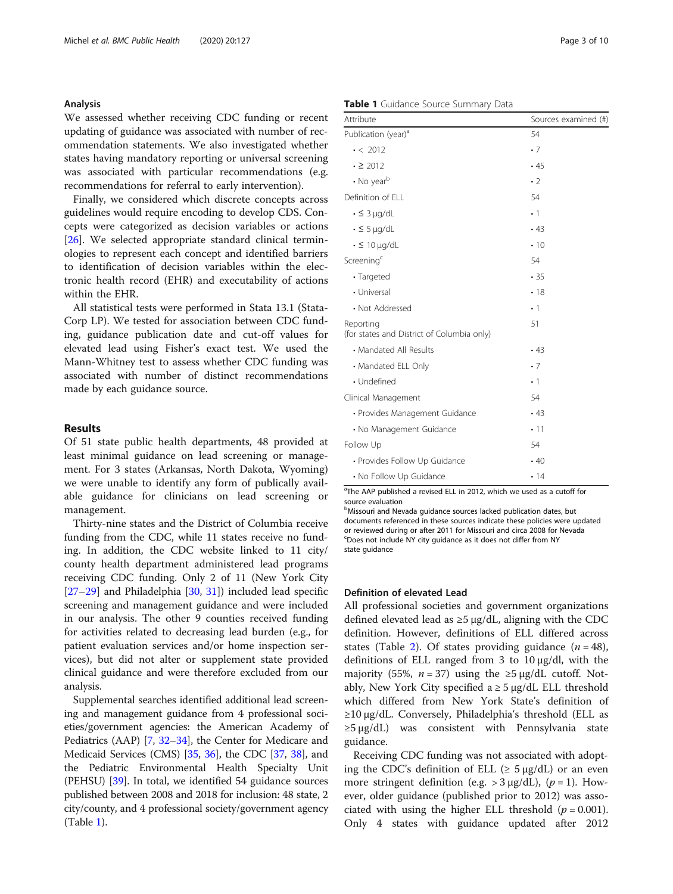## Analysis

We assessed whether receiving CDC funding or recent updating of guidance was associated with number of recommendation statements. We also investigated whether states having mandatory reporting or universal screening was associated with particular recommendations (e.g. recommendations for referral to early intervention).

Finally, we considered which discrete concepts across guidelines would require encoding to develop CDS. Concepts were categorized as decision variables or actions [26]. We selected appropriate standard clinical terminologies to represent each concept and identified barriers to identification of decision variables within the electronic health record (EHR) and executability of actions within the EHR.

All statistical tests were performed in Stata 13.1 (StataCorp LP). We tested for association between CDC funding, guidance publication date and cut-off values for elevated lead using Fisher's exact test. We used the Mann-Whitney test to assess whether CDC funding was associated with number of distinct recommendations made by each guidance source.

## Results

Of 51 state public health departments, 48 provided at least minimal guidance on lead screening or management. For 3 states (Arkansas, North Dakota, Wyoming) we were unable to identify any form of publically available guidance for clinicians on lead screening or management.

Thirty-nine states and the District of Columbia receive funding from the CDC, while 11 states receive no funding. In addition, the CDC website linked to 11 city/county health department administered lead programs receiving CDC funding. Only 2 of 11 (New York City [27–29] and Philadelphia [30, 31]) included lead specific screening and management guidance and were included in our analysis. The other 9 counties received funding for activities related to decreasing lead burden (e.g., for patient evaluation services and/or home inspection services), but did not alter or supplement state provided clinical guidance and were therefore excluded from our analysis.

Supplemental searches identified additional lead screening and management guidance from 4 professional societies/government agencies: the American Academy of Pediatrics (AAP) [7, 32–34], the Center for Medicare and Medicaid Services (CMS) [35, 36], the CDC [37, 38], and the Pediatric Environmental Health Specialty Unit (PEHSU) [39]. In total, we identified 54 guidance sources published between 2008 and 2018 for inclusion: 48 state, 2 city/county, and 4 professional society/government agency (Table 1).

**Table 1** Guidance Source Summary Data

| Attribute | Sources examined (#) |
|---|---|
| Publication (year)[a] | 54 |
| • < 2012 | • 7 |
| • ≥ 2012 | • 45 |
| • No year[b] | • 2 |
| Definition of ELL | 54 |
| • ≤ 3 μg/dL | • 1 |
| • ≤ 5 μg/dL | • 43 |
| • ≤ 10 μg/dL | • 10 |
| Screening[c] | 54 |
| • Targeted | • 35 |
| • Universal | • 18 |
| • Not Addressed | • 1 |
| Reporting (for states and District of Columbia only) | 51 |
| • Mandated All Results | • 43 |
| • Mandated ELL Only | • 7 |
| • Undefined | • 1 |
| Clinical Management | 54 |
| • Provides Management Guidance | • 43 |
| • No Management Guidance | • 11 |
| Follow Up | 54 |
| • Provides Follow Up Guidance | • 40 |
| • No Follow Up Guidance | • 14 |

[a]The AAP published a revised ELL in 2012, which we used as a cutoff for source evaluation
[b]Missouri and Nevada guidance sources lacked publication dates, but documents referenced in these sources indicate these policies were updated or reviewed during or after 2011 for Missouri and circa 2008 for Nevada
[c]Does not include NY city guidance as it does not differ from NY state guidance

### Definition of elevated Lead

All professional societies and government organizations defined elevated lead as ≥5 μg/dL, aligning with the CDC definition. However, definitions of ELL differed across states (Table 2). Of states providing guidance ($n = 48$), definitions of ELL ranged from 3 to 10 μg/dl, with the majority (55%, $n = 37$) using the ≥5 μg/dL cutoff. Notably, New York City specified a ≥ 5 μg/dL ELL threshold which differed from New York State's definition of ≥10 μg/dL. Conversely, Philadelphia's threshold (ELL as ≥5 μg/dL) was consistent with Pennsylvania state guidance.

Receiving CDC funding was not associated with adopting the CDC's definition of ELL (≥ 5 μg/dL) or an even more stringent definition (e.g. > 3 μg/dL), ($p = 1$). However, older guidance (published prior to 2012) was associated with using the higher ELL threshold ($p = 0.001$). Only 4 states with guidance updated after 2012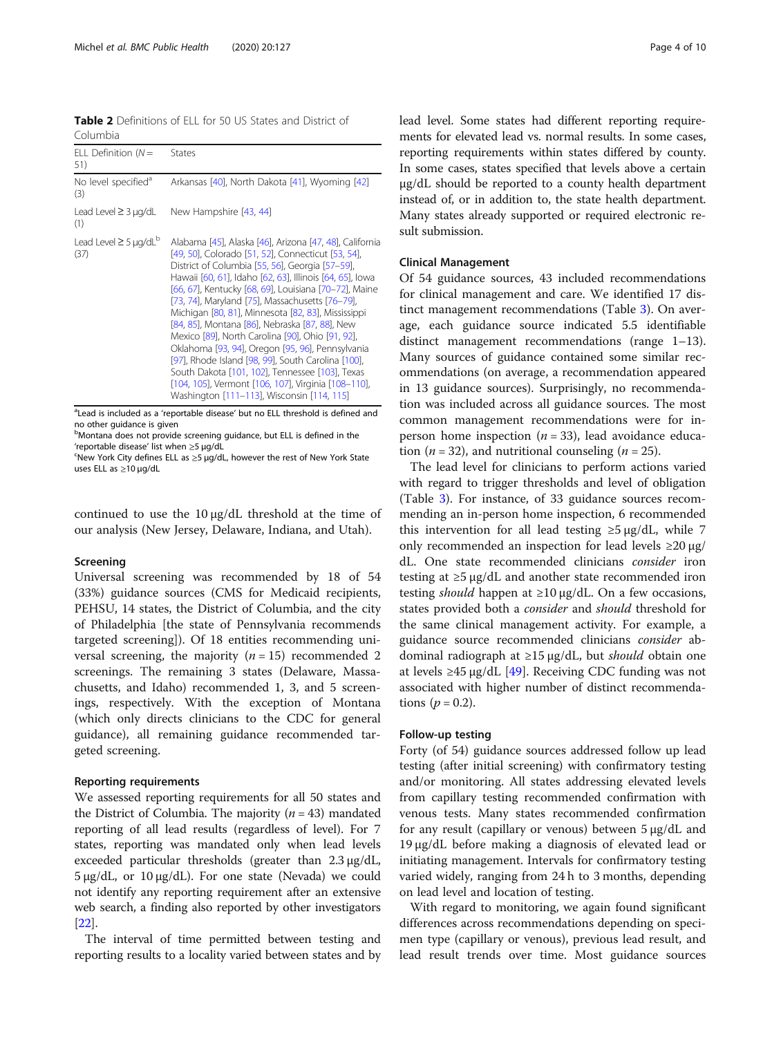**Table 2** Definitions of ELL for 50 US States and District of Columbia

| ELL Definition (N = 51) | States |
|---|---|
| No level specified[a] (3) | Arkansas [40], North Dakota [41], Wyoming [42] |
| Lead Level ≥ 3 μg/dL (1) | New Hampshire [43, 44] |
| Lead Level ≥ 5 μg/dL[b] (37) | Alabama [45], Alaska [46], Arizona [47, 48], California [49, 50], Colorado [51, 52], Connecticut [53, 54], District of Columbia [55, 56], Georgia [57–59], Hawaii [60, 61], Idaho [62, 63], Illinois [64, 65], Iowa [66, 67], Kentucky [68, 69], Louisiana [70–72], Maine [73, 74], Maryland [75], Massachusetts [76–79], Michigan [80, 81], Minnesota [82, 83], Mississippi [84, 85], Montana [86], Nebraska [87, 88], New Mexico [89], North Carolina [90], Ohio [91, 92], Oklahoma [93, 94], Oregon [95, 96], Pennsylvania [97], Rhode Island [98, 99], South Carolina [100], South Dakota [101, 102], Tennessee [103], Texas [104, 105], Vermont [106, 107], Virginia [108–110], Washington [111–113], Wisconsin [114, 115] |

[a]Lead is included as a 'reportable disease' but no ELL threshold is defined and no other guidance is given

[b]Montana does not provide screening guidance, but ELL is defined in the 'reportable disease' list when ≥5 μg/dL

[c]New York City defines ELL as ≥5 μg/dL, however the rest of New York State uses ELL as ≥10 μg/dL

continued to use the 10 μg/dL threshold at the time of our analysis (New Jersey, Delaware, Indiana, and Utah).

### Screening

Universal screening was recommended by 18 of 54 (33%) guidance sources (CMS for Medicaid recipients, PEHSU, 14 states, the District of Columbia, and the city of Philadelphia [the state of Pennsylvania recommends targeted screening]). Of 18 entities recommending universal screening, the majority ($n = 15$) recommended 2 screenings. The remaining 3 states (Delaware, Massachusetts, and Idaho) recommended 1, 3, and 5 screenings, respectively. With the exception of Montana (which only directs clinicians to the CDC for general guidance), all remaining guidance recommended targeted screening.

### Reporting requirements

We assessed reporting requirements for all 50 states and the District of Columbia. The majority ($n = 43$) mandated reporting of all lead results (regardless of level). For 7 states, reporting was mandated only when lead levels exceeded particular thresholds (greater than 2.3 μg/dL, 5 μg/dL, or 10 μg/dL). For one state (Nevada) we could not identify any reporting requirement after an extensive web search, a finding also reported by other investigators [22].

The interval of time permitted between testing and reporting results to a locality varied between states and by lead level. Some states had different reporting requirements for elevated lead vs. normal results. In some cases, reporting requirements within states differed by county. In some cases, states specified that levels above a certain μg/dL should be reported to a county health department instead of, or in addition to, the state health department. Many states already supported or required electronic result submission.

### Clinical Management

Of 54 guidance sources, 43 included recommendations for clinical management and care. We identified 17 distinct management recommendations (Table 3). On average, each guidance source indicated 5.5 identifiable distinct management recommendations (range 1–13). Many sources of guidance contained some similar recommendations (on average, a recommendation appeared in 13 guidance sources). Surprisingly, no recommendation was included across all guidance sources. The most common management recommendations were for in-person home inspection ($n = 33$), lead avoidance education ($n = 32$), and nutritional counseling ($n = 25$).

The lead level for clinicians to perform actions varied with regard to trigger thresholds and level of obligation (Table 3). For instance, of 33 guidance sources recommending an in-person home inspection, 6 recommended this intervention for all lead testing ≥5 μg/dL, while 7 only recommended an inspection for lead levels ≥20 μg/dL. One state recommended clinicians *consider* iron testing at ≥5 μg/dL and another state recommended iron testing *should* happen at ≥10 μg/dL. On a few occasions, states provided both a *consider* and *should* threshold for the same clinical management activity. For example, a guidance source recommended clinicians *consider* abdominal radiograph at ≥15 μg/dL, but *should* obtain one at levels ≥45 μg/dL [49]. Receiving CDC funding was not associated with higher number of distinct recommendations ($p = 0.2$).

### Follow-up testing

Forty (of 54) guidance sources addressed follow up lead testing (after initial screening) with confirmatory testing and/or monitoring. All states addressing elevated levels from capillary testing recommended confirmation with venous tests. Many states recommended confirmation for any result (capillary or venous) between 5 μg/dL and 19 μg/dL before making a diagnosis of elevated lead or initiating management. Intervals for confirmatory testing varied widely, ranging from 24 h to 3 months, depending on lead level and location of testing.

With regard to monitoring, we again found significant differences across recommendations depending on specimen type (capillary or venous), previous lead result, and lead result trends over time. Most guidance sources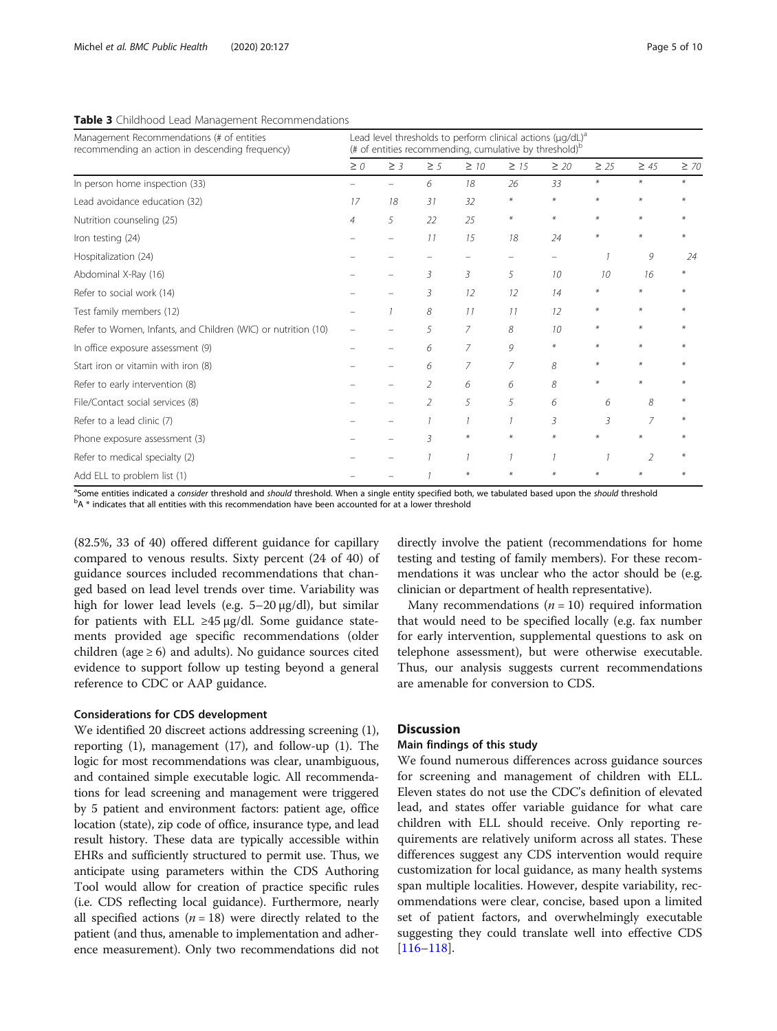**Table 3** Childhood Lead Management Recommendations

| Management Recommendations (# of entities recommending an action in descending frequency) | Lead level thresholds to perform clinical actions (μg/dL)[a] (# of entities recommending, cumulative by threshold)[b] | | | | | | | | |
|---|---|---|---|---|---|---|---|---|---|
| | ≥ 0 | ≥ 3 | ≥ 5 | ≥ 10 | ≥ 15 | ≥ 20 | ≥ 25 | ≥ 45 | ≥ 70 |
| In person home inspection (33) | – | – | 6 | 18 | 26 | 33 | * | * | * |
| Lead avoidance education (32) | 17 | 18 | 31 | 32 | * | * | * | * | * |
| Nutrition counseling (25) | 4 | 5 | 22 | 25 | * | * | * | * | * |
| Iron testing (24) | – | – | 11 | 15 | 18 | 24 | * | * | * |
| Hospitalization (24) | – | – | – | – | – | – | 1 | 9 | 24 |
| Abdominal X-Ray (16) | – | – | 3 | 3 | 5 | 10 | 10 | 16 | * |
| Refer to social work (14) | – | – | 3 | 12 | 12 | 14 | * | * | * |
| Test family members (12) | – | 1 | 8 | 11 | 11 | 12 | * | * | * |
| Refer to Women, Infants, and Children (WIC) or nutrition (10) | – | – | 5 | 7 | 8 | 10 | * | * | * |
| In office exposure assessment (9) | – | – | 6 | 7 | 9 | * | * | * | * |
| Start iron or vitamin with iron (8) | – | – | 6 | 7 | 7 | 8 | * | * | * |
| Refer to early intervention (8) | – | – | 2 | 6 | 6 | 8 | * | * | * |
| File/Contact social services (8) | – | – | 2 | 5 | 5 | 6 | 6 | 8 | * |
| Refer to a lead clinic (7) | – | – | 1 | 1 | 1 | 3 | 3 | 7 | * |
| Phone exposure assessment (3) | – | – | 3 | * | * | * | * | * | * |
| Refer to medical specialty (2) | – | – | 1 | 1 | 1 | 1 | 1 | 2 | * |
| Add ELL to problem list (1) | – | – | 1 | * | * | * | * | * | * |

[a]Some entities indicated a *consider* threshold and *should* threshold. When a single entity specified both, we tabulated based upon the *should* threshold
[b]A * indicates that all entities with this recommendation have been accounted for at a lower threshold

(82.5%, 33 of 40) offered different guidance for capillary compared to venous results. Sixty percent (24 of 40) of guidance sources included recommendations that changed based on lead level trends over time. Variability was high for lower lead levels (e.g. 5–20 μg/dl), but similar for patients with ELL ≥45 μg/dl. Some guidance statements provided age specific recommendations (older children (age ≥ 6) and adults). No guidance sources cited evidence to support follow up testing beyond a general reference to CDC or AAP guidance.

### Considerations for CDS development

We identified 20 discreet actions addressing screening (1), reporting (1), management (17), and follow-up (1). The logic for most recommendations was clear, unambiguous, and contained simple executable logic. All recommendations for lead screening and management were triggered by 5 patient and environment factors: patient age, office location (state), zip code of office, insurance type, and lead result history. These data are typically accessible within EHRs and sufficiently structured to permit use. Thus, we anticipate using parameters within the CDS Authoring Tool would allow for creation of practice specific rules (i.e. CDS reflecting local guidance). Furthermore, nearly all specified actions ($n = 18$) were directly related to the patient (and thus, amenable to implementation and adherence measurement). Only two recommendations did not directly involve the patient (recommendations for home testing and testing of family members). For these recommendations it was unclear who the actor should be (e.g. clinician or department of health representative).

Many recommendations ($n = 10$) required information that would need to be specified locally (e.g. fax number for early intervention, supplemental questions to ask on telephone assessment), but were otherwise executable. Thus, our analysis suggests current recommendations are amenable for conversion to CDS.

## Discussion

### Main findings of this study

We found numerous differences across guidance sources for screening and management of children with ELL. Eleven states do not use the CDC's definition of elevated lead, and states offer variable guidance for what care children with ELL should receive. Only reporting requirements are relatively uniform across all states. These differences suggest any CDS intervention would require customization for local guidance, as many health systems span multiple localities. However, despite variability, recommendations were clear, concise, based upon a limited set of patient factors, and overwhelmingly executable suggesting they could translate well into effective CDS [116–118].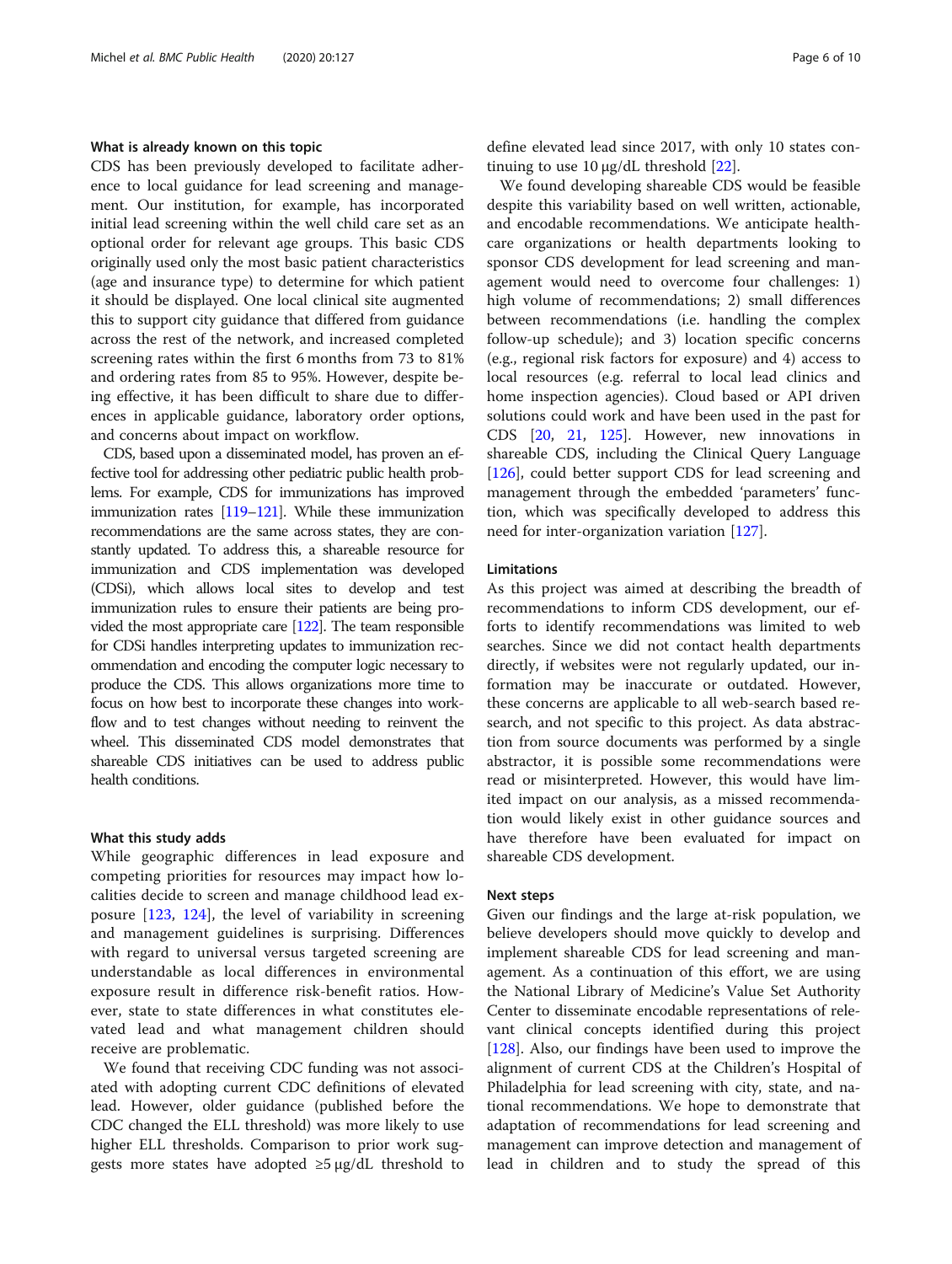### What is already known on this topic

CDS has been previously developed to facilitate adherence to local guidance for lead screening and management. Our institution, for example, has incorporated initial lead screening within the well child care set as an optional order for relevant age groups. This basic CDS originally used only the most basic patient characteristics (age and insurance type) to determine for which patient it should be displayed. One local clinical site augmented this to support city guidance that differed from guidance across the rest of the network, and increased completed screening rates within the first 6 months from 73 to 81% and ordering rates from 85 to 95%. However, despite being effective, it has been difficult to share due to differences in applicable guidance, laboratory order options, and concerns about impact on workflow.

CDS, based upon a disseminated model, has proven an effective tool for addressing other pediatric public health problems. For example, CDS for immunizations has improved immunization rates [119–121]. While these immunization recommendations are the same across states, they are constantly updated. To address this, a shareable resource for immunization and CDS implementation was developed (CDSi), which allows local sites to develop and test immunization rules to ensure their patients are being provided the most appropriate care [122]. The team responsible for CDSi handles interpreting updates to immunization recommendation and encoding the computer logic necessary to produce the CDS. This allows organizations more time to focus on how best to incorporate these changes into workflow and to test changes without needing to reinvent the wheel. This disseminated CDS model demonstrates that shareable CDS initiatives can be used to address public health conditions.

### What this study adds

While geographic differences in lead exposure and competing priorities for resources may impact how localities decide to screen and manage childhood lead exposure [123, 124], the level of variability in screening and management guidelines is surprising. Differences with regard to universal versus targeted screening are understandable as local differences in environmental exposure result in difference risk-benefit ratios. However, state to state differences in what constitutes elevated lead and what management children should receive are problematic.

We found that receiving CDC funding was not associated with adopting current CDC definitions of elevated lead. However, older guidance (published before the CDC changed the ELL threshold) was more likely to use higher ELL thresholds. Comparison to prior work suggests more states have adopted ≥5 μg/dL threshold to define elevated lead since 2017, with only 10 states continuing to use 10 μg/dL threshold [22].

We found developing shareable CDS would be feasible despite this variability based on well written, actionable, and encodable recommendations. We anticipate healthcare organizations or health departments looking to sponsor CDS development for lead screening and management would need to overcome four challenges: 1) high volume of recommendations; 2) small differences between recommendations (i.e. handling the complex follow-up schedule); and 3) location specific concerns (e.g., regional risk factors for exposure) and 4) access to local resources (e.g. referral to local lead clinics and home inspection agencies). Cloud based or API driven solutions could work and have been used in the past for CDS [20, 21, 125]. However, new innovations in shareable CDS, including the Clinical Query Language [126], could better support CDS for lead screening and management through the embedded 'parameters' function, which was specifically developed to address this need for inter-organization variation [127].

### Limitations

As this project was aimed at describing the breadth of recommendations to inform CDS development, our efforts to identify recommendations was limited to web searches. Since we did not contact health departments directly, if websites were not regularly updated, our information may be inaccurate or outdated. However, these concerns are applicable to all web-search based research, and not specific to this project. As data abstraction from source documents was performed by a single abstractor, it is possible some recommendations were read or misinterpreted. However, this would have limited impact on our analysis, as a missed recommendation would likely exist in other guidance sources and have therefore have been evaluated for impact on shareable CDS development.

### Next steps

Given our findings and the large at-risk population, we believe developers should move quickly to develop and implement shareable CDS for lead screening and management. As a continuation of this effort, we are using the National Library of Medicine's Value Set Authority Center to disseminate encodable representations of relevant clinical concepts identified during this project [128]. Also, our findings have been used to improve the alignment of current CDS at the Children's Hospital of Philadelphia for lead screening with city, state, and national recommendations. We hope to demonstrate that adaptation of recommendations for lead screening and management can improve detection and management of lead in children and to study the spread of this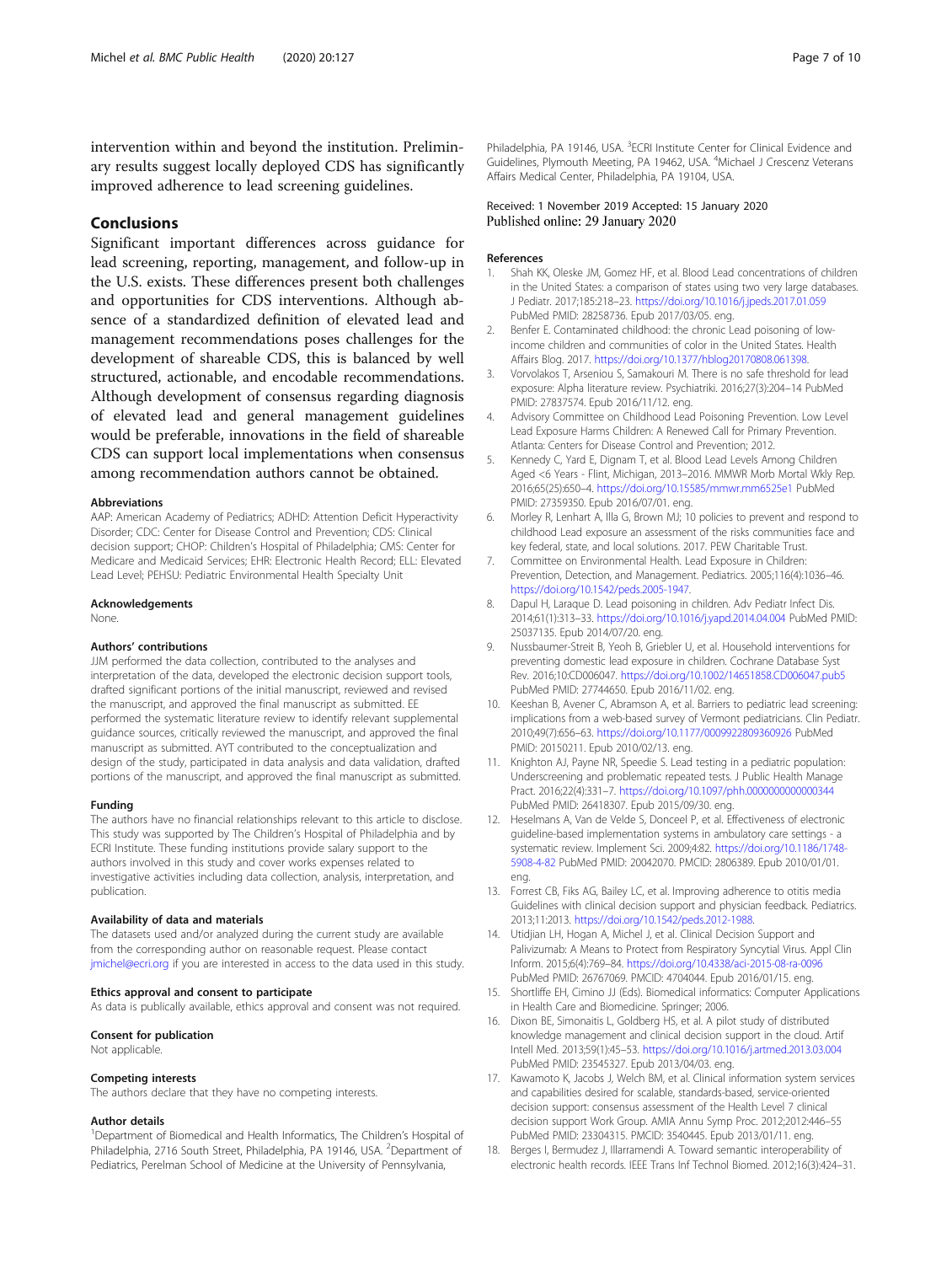intervention within and beyond the institution. Preliminary results suggest locally deployed CDS has significantly improved adherence to lead screening guidelines.

## Conclusions

Significant important differences across guidance for lead screening, reporting, management, and follow-up in the U.S. exists. These differences present both challenges and opportunities for CDS interventions. Although absence of a standardized definition of elevated lead and management recommendations poses challenges for the development of shareable CDS, this is balanced by well structured, actionable, and encodable recommendations. Although development of consensus regarding diagnosis of elevated lead and general management guidelines would be preferable, innovations in the field of shareable CDS can support local implementations when consensus among recommendation authors cannot be obtained.

#### Abbreviations

AAP: American Academy of Pediatrics; ADHD: Attention Deficit Hyperactivity Disorder; CDC: Center for Disease Control and Prevention; CDS: Clinical decision support; CHOP: Children's Hospital of Philadelphia; CMS: Center for Medicare and Medicaid Services; EHR: Electronic Health Record; ELL: Elevated Lead Level; PEHSU: Pediatric Environmental Health Specialty Unit

#### Acknowledgements

None.

#### Authors' contributions

JJM performed the data collection, contributed to the analyses and interpretation of the data, developed the electronic decision support tools, drafted significant portions of the initial manuscript, reviewed and revised the manuscript, and approved the final manuscript as submitted. EE performed the systematic literature review to identify relevant supplemental guidance sources, critically reviewed the manuscript, and approved the final manuscript as submitted. AYT contributed to the conceptualization and design of the study, participated in data analysis and data validation, drafted portions of the manuscript, and approved the final manuscript as submitted.

#### Funding

The authors have no financial relationships relevant to this article to disclose. This study was supported by The Children's Hospital of Philadelphia and by ECRI Institute. These funding institutions provide salary support to the authors involved in this study and cover works expenses related to investigative activities including data collection, analysis, interpretation, and publication.

#### Availability of data and materials

The datasets used and/or analyzed during the current study are available from the corresponding author on reasonable request. Please contact jmichel@ecri.org if you are interested in access to the data used in this study.

#### Ethics approval and consent to participate

As data is publically available, ethics approval and consent was not required.

#### Consent for publication

Not applicable.

#### Competing interests

The authors declare that they have no competing interests.

#### Author details

[1]Department of Biomedical and Health Informatics, The Children's Hospital of Philadelphia, 2716 South Street, Philadelphia, PA 19146, USA. [2]Department of Pediatrics, Perelman School of Medicine at the University of Pennsylvania, Philadelphia, PA 19146, USA. [3]ECRI Institute Center for Clinical Evidence and Guidelines, Plymouth Meeting, PA 19462, USA. [4]Michael J Crescenz Veterans Affairs Medical Center, Philadelphia, PA 19104, USA.

Received: 1 November 2019 Accepted: 15 January 2020
Published online: 29 January 2020

#### References

1. Shah KK, Oleske JM, Gomez HF, et al. Blood Lead concentrations of children in the United States: a comparison of states using two very large databases. J Pediatr. 2017;185:218–23. https://doi.org/10.1016/j.jpeds.2017.01.059 PubMed PMID: 28258736. Epub 2017/03/05. eng.
2. Benfer E. Contaminated childhood: the chronic Lead poisoning of low-income children and communities of color in the United States. Health Affairs Blog. 2017. https://doi.org/10.1377/hblog20170808.061398.
3. Vorvolakos T, Arseniou S, Samakouri M. There is no safe threshold for lead exposure: Alpha literature review. Psychiatriki. 2016;27(3):204–14 PubMed PMID: 27837574. Epub 2016/11/12. eng.
4. Advisory Committee on Childhood Lead Poisoning Prevention. Low Level Lead Exposure Harms Children: A Renewed Call for Primary Prevention. Atlanta: Centers for Disease Control and Prevention; 2012.
5. Kennedy C, Yard E, Dignam T, et al. Blood Lead Levels Among Children Aged <6 Years - Flint, Michigan, 2013–2016. MMWR Morb Mortal Wkly Rep. 2016;65(25):650–4. https://doi.org/10.15585/mmwr.mm6525e1 PubMed PMID: 27359350. Epub 2016/07/01. eng.
6. Morley R, Lenhart A, Illa G, Brown MJ; 10 policies to prevent and respond to childhood Lead exposure an assessment of the risks communities face and key federal, state, and local solutions. 2017. PEW Charitable Trust.
7. Committee on Environmental Health. Lead Exposure in Children: Prevention, Detection, and Management. Pediatrics. 2005;116(4):1036–46. https://doi.org/10.1542/peds.2005-1947.
8. Dapul H, Laraque D. Lead poisoning in children. Adv Pediatr Infect Dis. 2014;61(1):313–33. https://doi.org/10.1016/j.yapd.2014.04.004 PubMed PMID: 25037135. Epub 2014/07/20. eng.
9. Nussbaumer-Streit B, Yeoh B, Griebler U, et al. Household interventions for preventing domestic lead exposure in children. Cochrane Database Syst Rev. 2016;10:CD006047. https://doi.org/10.1002/14651858.CD006047.pub5 PubMed PMID: 27744650. Epub 2016/11/02. eng.
10. Keeshan B, Avener C, Abramson A, et al. Barriers to pediatric lead screening: implications from a web-based survey of Vermont pediatricians. Clin Pediatr. 2010;49(7):656–63. https://doi.org/10.1177/0009922809360926 PubMed PMID: 20150211. Epub 2010/02/13. eng.
11. Knighton AJ, Payne NR, Speedie S. Lead testing in a pediatric population: Underscreening and problematic repeated tests. J Public Health Manage Pract. 2016;22(4):331–7. https://doi.org/10.1097/phh.0000000000000344 PubMed PMID: 26418307. Epub 2015/09/30. eng.
12. Heselmans A, Van de Velde S, Donceel P, et al. Effectiveness of electronic guideline-based implementation systems in ambulatory care settings - a systematic review. Implement Sci. 2009;4:82. https://doi.org/10.1186/1748-5908-4-82 PubMed PMID: 20042070. PMCID: 2806389. Epub 2010/01/01. eng.
13. Forrest CB, Fiks AG, Bailey LC, et al. Improving adherence to otitis media Guidelines with clinical decision support and physician feedback. Pediatrics. 2013;11:2013. https://doi.org/10.1542/peds.2012-1988.
14. Utidjian LH, Hogan A, Michel J, et al. Clinical Decision Support and Palivizumab: A Means to Protect from Respiratory Syncytial Virus. Appl Clin Inform. 2015;6(4):769–84. https://doi.org/10.4338/aci-2015-08-ra-0096 PubMed PMID: 26767069. PMCID: 4704044. Epub 2016/01/15. eng.
15. Shortliffe EH, Cimino JJ (Eds). Biomedical informatics: Computer Applications in Health Care and Biomedicine. Springer; 2006.
16. Dixon BE, Simonaitis L, Goldberg HS, et al. A pilot study of distributed knowledge management and clinical decision support in the cloud. Artif Intell Med. 2013;59(1):45–53. https://doi.org/10.1016/j.artmed.2013.03.004 PubMed PMID: 23545327. Epub 2013/04/03. eng.
17. Kawamoto K, Jacobs J, Welch BM, et al. Clinical information system services and capabilities desired for scalable, standards-based, service-oriented decision support: consensus assessment of the Health Level 7 clinical decision support Work Group. AMIA Annu Symp Proc. 2012;2012:446–55 PubMed PMID: 23304315. PMCID: 3540445. Epub 2013/01/11. eng.
18. Berges I, Bermudez J, Illarramendi A. Toward semantic interoperability of electronic health records. IEEE Trans Inf Technol Biomed. 2012;16(3):424–31.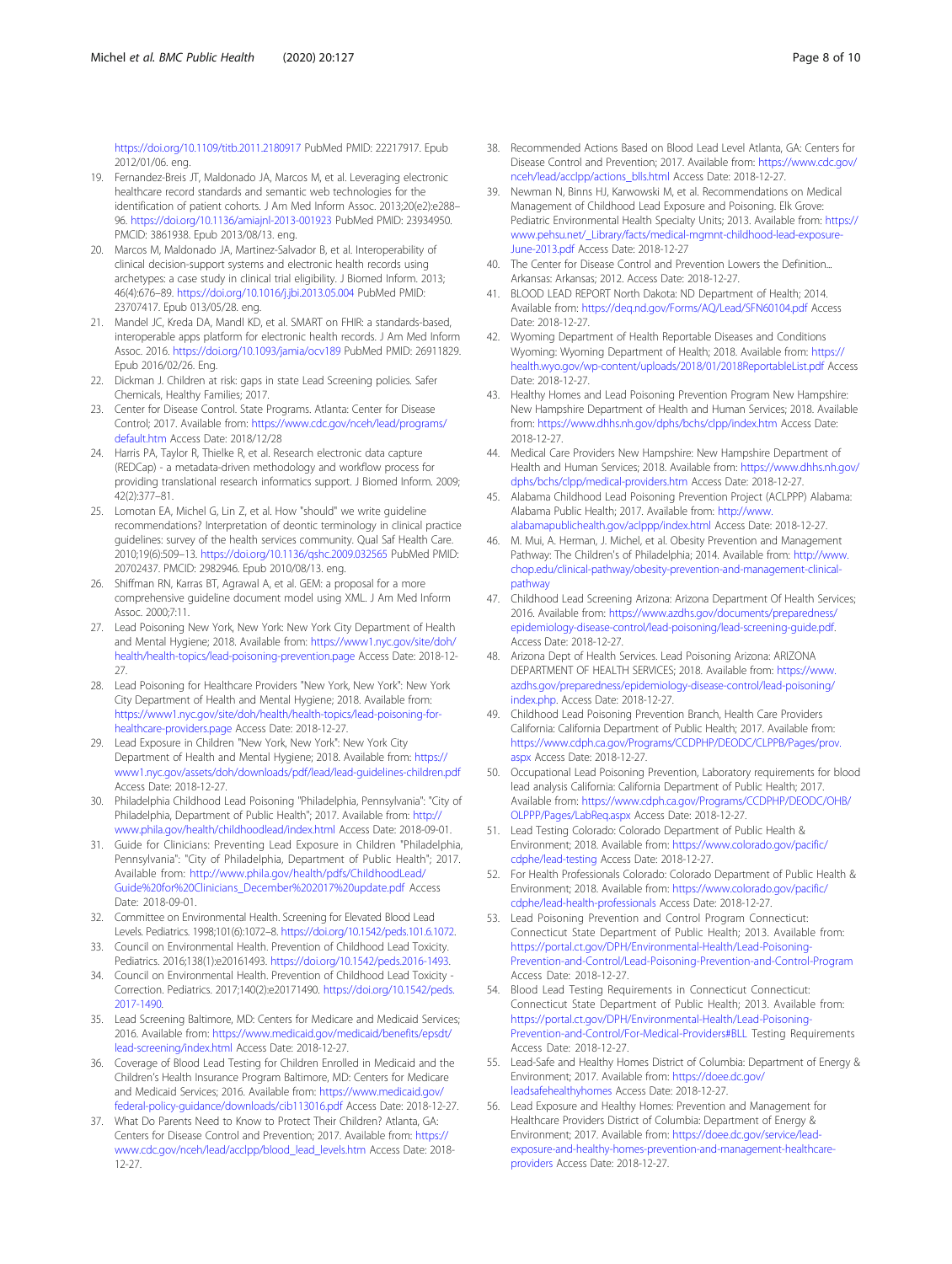https://doi.org/10.1109/titb.2011.2180917 PubMed PMID: 22217917. Epub 2012/01/06. eng.

19. Fernandez-Breis JT, Maldonado JA, Marcos M, et al. Leveraging electronic healthcare record standards and semantic web technologies for the identification of patient cohorts. J Am Med Inform Assoc. 2013;20(e2):e288–96. https://doi.org/10.1136/amiajnl-2013-001923 PubMed PMID: 23934950. PMCID: 3861938. Epub 2013/08/13. eng.
20. Marcos M, Maldonado JA, Martinez-Salvador B, et al. Interoperability of clinical decision-support systems and electronic health records using archetypes: a case study in clinical trial eligibility. J Biomed Inform. 2013; 46(4):676–89. https://doi.org/10.1016/j.jbi.2013.05.004 PubMed PMID: 23707417. Epub 013/05/28. eng.
21. Mandel JC, Kreda DA, Mandl KD, et al. SMART on FHIR: a standards-based, interoperable apps platform for electronic health records. J Am Med Inform Assoc. 2016. https://doi.org/10.1093/jamia/ocv189 PubMed PMID: 26911829. Epub 2016/02/26. Eng.
22. Dickman J. Children at risk: gaps in state Lead Screening policies. Safer Chemicals, Healthy Families; 2017.
23. Center for Disease Control. State Programs. Atlanta: Center for Disease Control; 2017. Available from: https://www.cdc.gov/nceh/lead/programs/default.htm Access Date: 2018/12/28
24. Harris PA, Taylor R, Thielke R, et al. Research electronic data capture (REDCap) - a metadata-driven methodology and workflow process for providing translational research informatics support. J Biomed Inform. 2009; 42(2):377–81.
25. Lomotan EA, Michel G, Lin Z, et al. How "should" we write guideline recommendations? Interpretation of deontic terminology in clinical practice guidelines: survey of the health services community. Qual Saf Health Care. 2010;19(6):509–13. https://doi.org/10.1136/qshc.2009.032565 PubMed PMID: 20702437. PMCID: 2982946. Epub 2010/08/13. eng.
26. Shiffman RN, Karras BT, Agrawal A, et al. GEM: a proposal for a more comprehensive guideline document model using XML. J Am Med Inform Assoc. 2000;7:11.
27. Lead Poisoning New York, New York: New York City Department of Health and Mental Hygiene; 2018. Available from: https://www1.nyc.gov/site/doh/health/health-topics/lead-poisoning-prevention.page Access Date: 2018-12-27.
28. Lead Poisoning for Healthcare Providers "New York, New York": New York City Department of Health and Mental Hygiene; 2018. Available from: https://www1.nyc.gov/site/doh/health/health-topics/lead-poisoning-for-healthcare-providers.page Access Date: 2018-12-27.
29. Lead Exposure in Children "New York, New York": New York City Department of Health and Mental Hygiene; 2018. Available from: https://www1.nyc.gov/assets/doh/downloads/pdf/lead/lead-guidelines-children.pdf Access Date: 2018-12-27.
30. Philadelphia Childhood Lead Poisoning "Philadelphia, Pennsylvania": "City of Philadelphia, Department of Public Health"; 2017. Available from: http://www.phila.gov/health/childhoodlead/index.html Access Date: 2018-09-01.
31. Guide for Clinicians: Preventing Lead Exposure in Children "Philadelphia, Pennsylvania": "City of Philadelphia, Department of Public Health"; 2017. Available from: http://www.phila.gov/health/pdfs/ChildhoodLead/Guide%20for%20Clinicians_December%202017%20update.pdf Access Date: 2018-09-01.
32. Committee on Environmental Health. Screening for Elevated Blood Lead Levels. Pediatrics. 1998;101(6):1072–8. https://doi.org/10.1542/peds.101.6.1072.
33. Council on Environmental Health. Prevention of Childhood Lead Toxicity. Pediatrics. 2016;138(1):e20161493. https://doi.org/10.1542/peds.2016-1493.
34. Council on Environmental Health. Prevention of Childhood Lead Toxicity - Correction. Pediatrics. 2017;140(2):e20171490. https://doi.org/10.1542/peds.2017-1490.
35. Lead Screening Baltimore, MD: Centers for Medicare and Medicaid Services; 2016. Available from: https://www.medicaid.gov/medicaid/benefits/epsdt/lead-screening/index.html Access Date: 2018-12-27.
36. Coverage of Blood Lead Testing for Children Enrolled in Medicaid and the Children's Health Insurance Program Baltimore, MD: Centers for Medicare and Medicaid Services; 2016. Available from: https://www.medicaid.gov/federal-policy-guidance/downloads/cib113016.pdf Access Date: 2018-12-27.
37. What Do Parents Need to Know to Protect Their Children? Atlanta, GA: Centers for Disease Control and Prevention; 2017. Available from: https://www.cdc.gov/nceh/lead/acclpp/blood_lead_levels.htm Access Date: 2018-12-27.
38. Recommended Actions Based on Blood Lead Level Atlanta, GA: Centers for Disease Control and Prevention; 2017. Available from: https://www.cdc.gov/nceh/lead/acclpp/actions_blls.html Access Date: 2018-12-27.
39. Newman N, Binns HJ, Karwowski M, et al. Recommendations on Medical Management of Childhood Lead Exposure and Poisoning. Elk Grove: Pediatric Environmental Health Specialty Units; 2013. Available from: https://www.pehsu.net/_Library/facts/medical-mgmnt-childhood-lead-exposure-June-2013.pdf Access Date: 2018-12-27
40. The Center for Disease Control and Prevention Lowers the Definition... Arkansas: Arkansas; 2012. Access Date: 2018-12-27.
41. BLOOD LEAD REPORT North Dakota: ND Department of Health; 2014. Available from: https://deq.nd.gov/Forms/AQ/Lead/SFN60104.pdf Access Date: 2018-12-27.
42. Wyoming Department of Health Reportable Diseases and Conditions Wyoming: Wyoming Department of Health; 2018. Available from: https://health.wyo.gov/wp-content/uploads/2018/01/2018ReportableList.pdf Access Date: 2018-12-27.
43. Healthy Homes and Lead Poisoning Prevention Program New Hampshire: New Hampshire Department of Health and Human Services; 2018. Available from: https://www.dhhs.nh.gov/dphs/bchs/clpp/index.htm Access Date: 2018-12-27.
44. Medical Care Providers New Hampshire: New Hampshire Department of Health and Human Services; 2018. Available from: https://www.dhhs.nh.gov/dphs/bchs/clpp/medical-providers.htm Access Date: 2018-12-27.
45. Alabama Childhood Lead Poisoning Prevention Project (ACLPPP) Alabama: Alabama Public Health; 2017. Available from: http://www.alabamapublichealth.gov/aclppp/index.html Access Date: 2018-12-27.
46. M. Mui, A. Herman, J. Michel, et al. Obesity Prevention and Management Pathway: The Children's of Philadelphia; 2014. Available from: http://www.chop.edu/clinical-pathway/obesity-prevention-and-management-clinical-pathway
47. Childhood Lead Screening Arizona: Arizona Department Of Health Services; 2016. Available from: https://www.azdhs.gov/documents/preparedness/epidemiology-disease-control/lead-poisoning/lead-screening-guide.pdf. Access Date: 2018-12-27.
48. Arizona Dept of Health Services. Lead Poisoning Arizona: ARIZONA DEPARTMENT OF HEALTH SERVICES; 2018. Available from: https://www.azdhs.gov/preparedness/epidemiology-disease-control/lead-poisoning/index.php. Access Date: 2018-12-27.
49. Childhood Lead Poisoning Prevention Branch, Health Care Providers California: California Department of Public Health; 2017. Available from: https://www.cdph.ca.gov/Programs/CCDPHP/DEODC/CLPPB/Pages/prov.aspx Access Date: 2018-12-27.
50. Occupational Lead Poisoning Prevention, Laboratory requirements for blood lead analysis California: California Department of Public Health; 2017. Available from: https://www.cdph.ca.gov/Programs/CCDPHP/DEODC/OHB/OLPPP/Pages/LabReq.aspx Access Date: 2018-12-27.
51. Lead Testing Colorado: Colorado Department of Public Health & Environment; 2018. Available from: https://www.colorado.gov/pacific/cdphe/lead-testing Access Date: 2018-12-27.
52. For Health Professionals Colorado: Colorado Department of Public Health & Environment; 2018. Available from: https://www.colorado.gov/pacific/cdphe/lead-health-professionals Access Date: 2018-12-27.
53. Lead Poisoning Prevention and Control Program Connecticut: Connecticut State Department of Public Health; 2013. Available from: https://portal.ct.gov/DPH/Environmental-Health/Lead-Poisoning-Prevention-and-Control/Lead-Poisoning-Prevention-and-Control-Program Access Date: 2018-12-27.
54. Blood Lead Testing Requirements in Connecticut Connecticut: Connecticut State Department of Public Health; 2013. Available from: https://portal.ct.gov/DPH/Environmental-Health/Lead-Poisoning-Prevention-and-Control/For-Medical-Providers#BLL Testing Requirements Access Date: 2018-12-27.
55. Lead-Safe and Healthy Homes District of Columbia: Department of Energy & Environment; 2017. Available from: https://doee.dc.gov/leadsafehealthyhomes Access Date: 2018-12-27.
56. Lead Exposure and Healthy Homes: Prevention and Management for Healthcare Providers District of Columbia: Department of Energy & Environment; 2017. Available from: https://doee.dc.gov/service/lead-exposure-and-healthy-homes-prevention-and-management-healthcare-providers Access Date: 2018-12-27.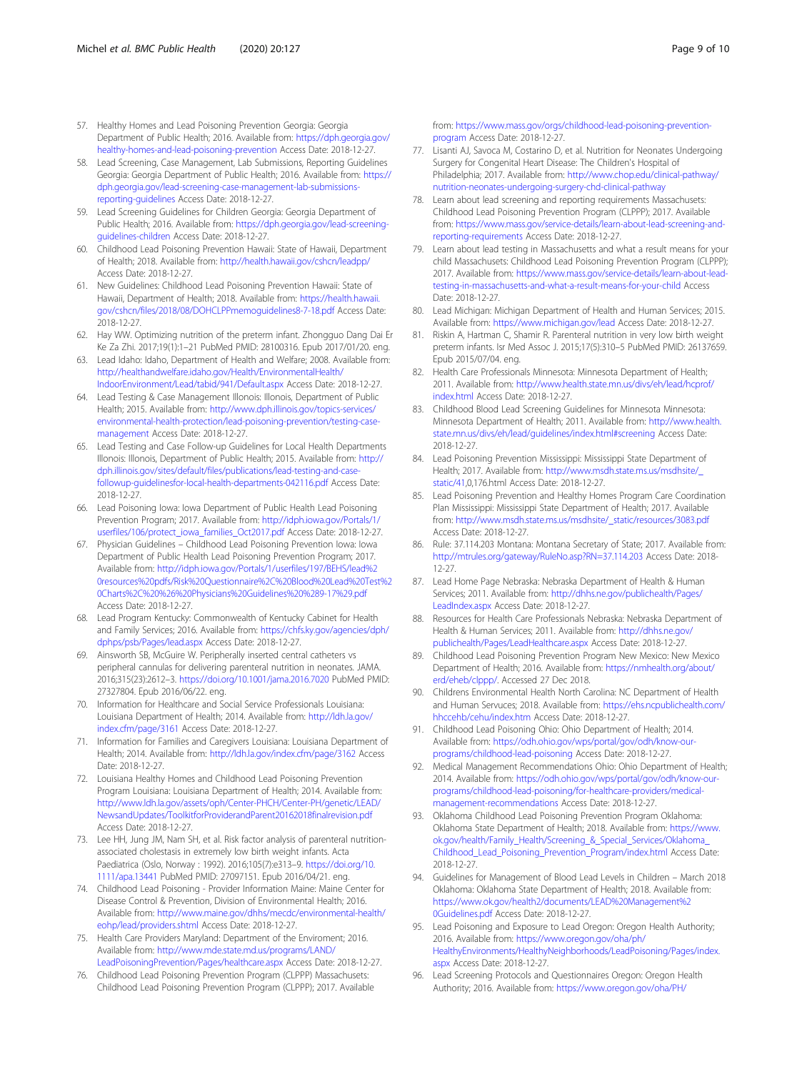57. Healthy Homes and Lead Poisoning Prevention Georgia: Georgia Department of Public Health; 2016. Available from: https://dph.georgia.gov/healthy-homes-and-lead-poisoning-prevention Access Date: 2018-12-27.
58. Lead Screening, Case Management, Lab Submissions, Reporting Guidelines Georgia: Georgia Department of Public Health; 2016. Available from: https://dph.georgia.gov/lead-screening-case-management-lab-submissions-reporting-guidelines Access Date: 2018-12-27.
59. Lead Screening Guidelines for Children Georgia: Georgia Department of Public Health; 2016. Available from: https://dph.georgia.gov/lead-screening-guidelines-children Access Date: 2018-12-27.
60. Childhood Lead Poisoning Prevention Hawaii: State of Hawaii, Department of Health; 2018. Available from: http://health.hawaii.gov/cshcn/leadpp/ Access Date: 2018-12-27.
61. New Guidelines: Childhood Lead Poisoning Prevention Hawaii: State of Hawaii, Department of Health; 2018. Available from: https://health.hawaii.gov/cshcn/files/2018/08/DOHCLPPmemoguidelines8-7-18.pdf Access Date: 2018-12-27.
62. Hay WW. Optimizing nutrition of the preterm infant. Zhongguo Dang Dai Er Ke Za Zhi. 2017;19(1):1–21 PubMed PMID: 28100316. Epub 2017/01/20. eng.
63. Lead Idaho: Idaho, Department of Health and Welfare; 2008. Available from: http://healthandwelfare.idaho.gov/Health/EnvironmentalHealth/IndoorEnvironment/Lead/tabid/941/Default.aspx Access Date: 2018-12-27.
64. Lead Testing & Case Management Illonois: Illonois, Department of Public Health; 2015. Available from: http://www.dph.illinois.gov/topics-services/environmental-health-protection/lead-poisoning-prevention/testing-case-management Access Date: 2018-12-27.
65. Lead Testing and Case Follow-up Guidelines for Local Health Departments Illonois: Illonois, Department of Public Health; 2015. Available from: http://dph.illinois.gov/sites/default/files/publications/lead-testing-and-case-followup-guidelinesfor-local-health-departments-042116.pdf Access Date: 2018-12-27.
66. Lead Poisoning Iowa: Iowa Department of Public Health Lead Poisoning Prevention Program; 2017. Available from: http://idph.iowa.gov/Portals/1/userfiles/106/protect_iowa_families_Oct2017.pdf Access Date: 2018-12-27.
67. Physician Guidelines – Childhood Lead Poisoning Prevention Iowa: Iowa Department of Public Health Lead Poisoning Prevention Program; 2017. Available from: http://idph.iowa.gov/Portals/1/userfiles/197/BEHS/lead%20resources%20pdfs/Risk%20Questionnaire%2C%20Blood%20Lead%20Test%20Charts%2C%20%26%20Physicians%20Guidelines%20%289-17%29.pdf Access Date: 2018-12-27.
68. Lead Program Kentucky: Commonwealth of Kentucky Cabinet for Health and Family Services; 2016. Available from: https://chfs.ky.gov/agencies/dph/dphps/psb/Pages/lead.aspx Access Date: 2018-12-27.
69. Ainsworth SB, McGuire W. Peripherally inserted central catheters vs peripheral cannulas for delivering parenteral nutrition in neonates. JAMA. 2016;315(23):2612–3. https://doi.org/10.1001/jama.2016.7020 PubMed PMID: 27327804. Epub 2016/06/22. eng.
70. Information for Healthcare and Social Service Professionals Louisiana: Louisiana Department of Health; 2014. Available from: http://ldh.la.gov/index.cfm/page/3161 Access Date: 2018-12-27.
71. Information for Families and Caregivers Louisiana: Louisiana Department of Health; 2014. Available from: http://ldh.la.gov/index.cfm/page/3162 Access Date: 2018-12-27.
72. Louisiana Healthy Homes and Childhood Lead Poisoning Prevention Program Louisiana: Louisiana Department of Health; 2014. Available from: http://www.ldh.la.gov/assets/oph/Center-PHCH/Center-PH/genetic/LEAD/NewsandUpdates/ToolkitforProviderandParent20162018finalrevision.pdf Access Date: 2018-12-27.
73. Lee HH, Jung JM, Nam SH, et al. Risk factor analysis of parenteral nutrition-associated cholestasis in extremely low birth weight infants. Acta Paediatrica (Oslo, Norway : 1992). 2016;105(7):e313–9. https://doi.org/10.1111/apa.13441 PubMed PMID: 27097151. Epub 2016/04/21. eng.
74. Childhood Lead Poisoning - Provider Information Maine: Maine Center for Disease Control & Prevention, Division of Environmental Health; 2016. Available from: http://www.maine.gov/dhhs/mecdc/environmental-health/eohp/lead/providers.shtml Access Date: 2018-12-27.
75. Health Care Providers Maryland: Department of the Enviroment; 2016. Available from: http://www.mde.state.md.us/programs/LAND/LeadPoisoningPrevention/Pages/healthcare.aspx Access Date: 2018-12-27.
76. Childhood Lead Poisoning Prevention Program (CLPPP) Massachusets: Childhood Lead Poisoning Prevention Program (CLPPP); 2017. Available from: https://www.mass.gov/orgs/childhood-lead-poisoning-prevention-program Access Date: 2018-12-27.
77. Lisanti AJ, Savoca M, Costarino D, et al. Nutrition for Neonates Undergoing Surgery for Congenital Heart Disease: The Children's Hospital of Philadelphia; 2017. Available from: http://www.chop.edu/clinical-pathway/nutrition-neonates-undergoing-surgery-chd-clinical-pathway
78. Learn about lead screening and reporting requirements Massachusets: Childhood Lead Poisoning Prevention Program (CLPPP); 2017. Available from: https://www.mass.gov/service-details/learn-about-lead-screening-and-reporting-requirements Access Date: 2018-12-27.
79. Learn about lead testing in Massachusetts and what a result means for your child Massachusets: Childhood Lead Poisoning Prevention Program (CLPPP); 2017. Available from: https://www.mass.gov/service-details/learn-about-lead-testing-in-massachusetts-and-what-a-result-means-for-your-child Access Date: 2018-12-27.
80. Lead Michigan: Michigan Department of Health and Human Services; 2015. Available from: https://www.michigan.gov/lead Access Date: 2018-12-27.
81. Riskin A, Hartman C, Shamir R. Parenteral nutrition in very low birth weight preterm infants. Isr Med Assoc J. 2015;17(5):310–5 PubMed PMID: 26137659. Epub 2015/07/04. eng.
82. Health Care Professionals Minnesota: Minnesota Department of Health; 2011. Available from: http://www.health.state.mn.us/divs/eh/lead/hcprof/index.html Access Date: 2018-12-27.
83. Childhood Blood Lead Screening Guidelines for Minnesota Minnesota: Minnesota Department of Health; 2011. Available from: http://www.health.state.mn.us/divs/eh/lead/guidelines/index.html#screening Access Date: 2018-12-27.
84. Lead Poisoning Prevention Mississippi: Mississippi State Department of Health; 2017. Available from: http://www.msdh.state.ms.us/msdhsite/_static/41,0,176.html Access Date: 2018-12-27.
85. Lead Poisoning Prevention and Healthy Homes Program Care Coordination Plan Mississippi: Mississippi State Department of Health; 2017. Available from: http://www.msdh.state.ms.us/msdhsite/_static/resources/3083.pdf Access Date: 2018-12-27.
86. Rule: 37.114.203 Montana: Montana Secretary of State; 2017. Available from: http://mtrules.org/gateway/RuleNo.asp?RN=37.114.203 Access Date: 2018-12-27.
87. Lead Home Page Nebraska: Nebraska Department of Health & Human Services; 2011. Available from: http://dhhs.ne.gov/publichealth/Pages/LeadIndex.aspx Access Date: 2018-12-27.
88. Resources for Health Care Professionals Nebraska: Nebraska Department of Health & Human Services; 2011. Available from: http://dhhs.ne.gov/publichealth/Pages/LeadHealthcare.aspx Access Date: 2018-12-27.
89. Childhood Lead Poisoning Prevention Program New Mexico: New Mexico Department of Health; 2016. Available from: https://nmhealth.org/about/erd/eheb/clppp/. Accessed 27 Dec 2018.
90. Childrens Environmental Health North Carolina: NC Department of Health and Human Servuces; 2018. Available from: https://ehs.ncpublichealth.com/hhccehb/cehu/index.htm Access Date: 2018-12-27.
91. Childhood Lead Poisoning Ohio: Ohio Department of Health; 2014. Available from: https://odh.ohio.gov/wps/portal/gov/odh/know-our-programs/childhood-lead-poisoning Access Date: 2018-12-27.
92. Medical Management Recommendations Ohio: Ohio Department of Health; 2014. Available from: https://odh.ohio.gov/wps/portal/gov/odh/know-our-programs/childhood-lead-poisoning/for-healthcare-providers/medical-management-recommendations Access Date: 2018-12-27.
93. Oklahoma Childhood Lead Poisoning Prevention Program Oklahoma: Oklahoma State Department of Health; 2018. Available from: https://www.ok.gov/health/Family_Health/Screening_&_Special_Services/Oklahoma_Childhood_Lead_Poisoning_Prevention_Program/index.html Access Date: 2018-12-27.
94. Guidelines for Management of Blood Lead Levels in Children – March 2018 Oklahoma: Oklahoma State Department of Health; 2018. Available from: https://www.ok.gov/health2/documents/LEAD%20Management%20Guidelines.pdf Access Date: 2018-12-27.
95. Lead Poisoning and Exposure to Lead Oregon: Oregon Health Authority; 2016. Available from: https://www.oregon.gov/oha/ph/HealthyEnvironments/HealthyNeighborhoods/LeadPoisoning/Pages/index.aspx Access Date: 2018-12-27.
96. Lead Screening Protocols and Questionnaires Oregon: Oregon Health Authority; 2016. Available from: https://www.oregon.gov/oha/PH/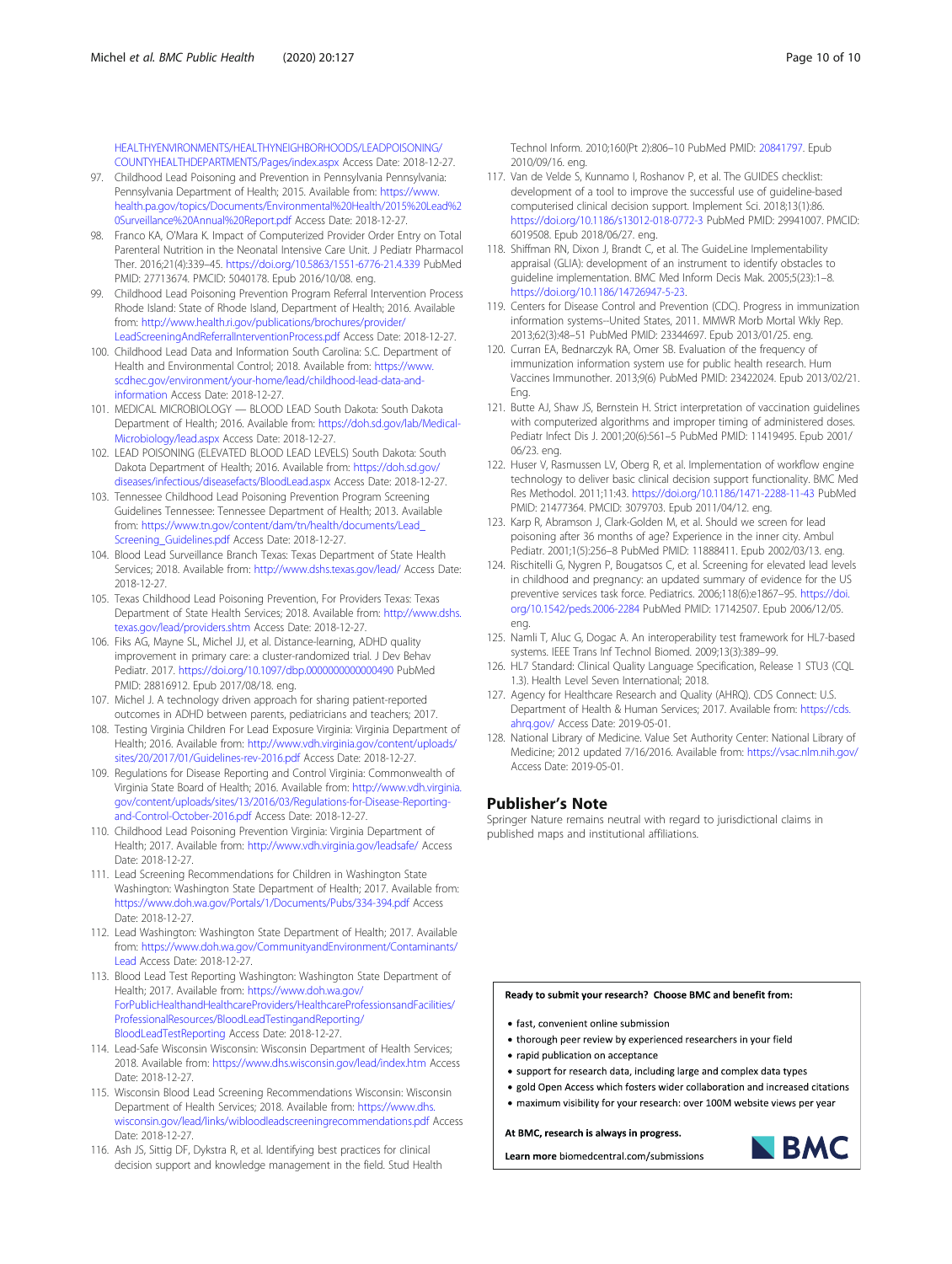HEALTHYENVIRONMENTS/HEALTHYNEIGHBORHOODS/LEADPOISONING/COUNTYHEALTHDEPARTMENTS/Pages/index.aspx Access Date: 2018-12-27.

97. Childhood Lead Poisoning and Prevention in Pennsylvania Pennsylvania: Pennsylvania Department of Health; 2015. Available from: https://www.health.pa.gov/topics/Documents/Environmental%20Health/2015%20Lead%20Surveillance%20Annual%20Report.pdf Access Date: 2018-12-27.
98. Franco KA, O'Mara K. Impact of Computerized Provider Order Entry on Total Parenteral Nutrition in the Neonatal Intensive Care Unit. J Pediatr Pharmacol Ther. 2016;21(4):339–45. https://doi.org/10.5863/1551-6776-21.4.339 PubMed PMID: 27713674. PMCID: 5040178. Epub 2016/10/08. eng.
99. Childhood Lead Poisoning Prevention Program Referral Intervention Process Rhode Island: State of Rhode Island, Department of Health; 2016. Available from: http://www.health.ri.gov/publications/brochures/provider/LeadScreeningAndReferralInterventionProcess.pdf Access Date: 2018-12-27.
100. Childhood Lead Data and Information South Carolina: S.C. Department of Health and Environmental Control; 2018. Available from: https://www.scdhec.gov/environment/your-home/lead/childhood-lead-data-and-information Access Date: 2018-12-27.
101. MEDICAL MICROBIOLOGY — BLOOD LEAD South Dakota: South Dakota Department of Health; 2016. Available from: https://doh.sd.gov/lab/Medical-Microbiology/lead.aspx Access Date: 2018-12-27.
102. LEAD POISONING (ELEVATED BLOOD LEAD LEVELS) South Dakota: South Dakota Department of Health; 2016. Available from: https://doh.sd.gov/diseases/infectious/diseasefacts/BloodLead.aspx Access Date: 2018-12-27.
103. Tennessee Childhood Lead Poisoning Prevention Program Screening Guidelines Tennessee: Tennessee Department of Health; 2013. Available from: https://www.tn.gov/content/dam/tn/health/documents/Lead_Screening_Guidelines.pdf Access Date: 2018-12-27.
104. Blood Lead Surveillance Branch Texas: Texas Department of State Health Services; 2018. Available from: http://www.dshs.texas.gov/lead/ Access Date: 2018-12-27.
105. Texas Childhood Lead Poisoning Prevention, For Providers Texas: Texas Department of State Health Services; 2018. Available from: http://www.dshs.texas.gov/lead/providers.shtm Access Date: 2018-12-27.
106. Fiks AG, Mayne SL, Michel JJ, et al. Distance-learning, ADHD quality improvement in primary care: a cluster-randomized trial. J Dev Behav Pediatr. 2017. https://doi.org/10.1097/dbp.0000000000000490 PubMed PMID: 28816912. Epub 2017/08/18. eng.
107. Michel J. A technology driven approach for sharing patient-reported outcomes in ADHD between parents, pediatricians and teachers; 2017.
108. Testing Virginia Children For Lead Exposure Virginia: Virginia Department of Health; 2016. Available from: http://www.vdh.virginia.gov/content/uploads/sites/20/2017/01/Guidelines-rev-2016.pdf Access Date: 2018-12-27.
109. Regulations for Disease Reporting and Control Virginia: Commonwealth of Virginia State Board of Health; 2016. Available from: http://www.vdh.virginia.gov/content/uploads/sites/13/2016/03/Regulations-for-Disease-Reporting-and-Control-October-2016.pdf Access Date: 2018-12-27.
110. Childhood Lead Poisoning Prevention Virginia: Virginia Department of Health; 2017. Available from: http://www.vdh.virginia.gov/leadsafe/ Access Date: 2018-12-27.
111. Lead Screening Recommendations for Children in Washington State Washington: Washington State Department of Health; 2017. Available from: https://www.doh.wa.gov/Portals/1/Documents/Pubs/334-394.pdf Access Date: 2018-12-27.
112. Lead Washington: Washington State Department of Health; 2017. Available from: https://www.doh.wa.gov/CommunityandEnvironment/Contaminants/Lead Access Date: 2018-12-27.
113. Blood Lead Test Reporting Washington: Washington State Department of Health; 2017. Available from: https://www.doh.wa.gov/ForPublicHealthandHealthcareProviders/HealthcareProfessionsandFacilities/ProfessionalResources/BloodLeadTestingandReporting/BloodLeadTestReporting Access Date: 2018-12-27.
114. Lead-Safe Wisconsin Wisconsin: Wisconsin Department of Health Services; 2018. Available from: https://www.dhs.wisconsin.gov/lead/index.htm Access Date: 2018-12-27.
115. Wisconsin Blood Lead Screening Recommendations Wisconsin: Wisconsin Department of Health Services; 2018. Available from: https://www.dhs.wisconsin.gov/lead/links/wibloodleadscreeningrecommendations.pdf Access Date: 2018-12-27.
116. Ash JS, Sittig DF, Dykstra R, et al. Identifying best practices for clinical decision support and knowledge management in the field. Stud Health Technol Inform. 2010;160(Pt 2):806–10 PubMed PMID: 20841797. Epub 2010/09/16. eng.
117. Van de Velde S, Kunnamo I, Roshanov P, et al. The GUIDES checklist: development of a tool to improve the successful use of guideline-based computerised clinical decision support. Implement Sci. 2018;13(1):86. https://doi.org/10.1186/s13012-018-0772-3 PubMed PMID: 29941007. PMCID: 6019508. Epub 2018/06/27. eng.
118. Shiffman RN, Dixon J, Brandt C, et al. The GuideLine Implementability appraisal (GLIA): development of an instrument to identify obstacles to guideline implementation. BMC Med Inform Decis Mak. 2005;5(23):1–8. https://doi.org/10.1186/14726947-5-23.
119. Centers for Disease Control and Prevention (CDC). Progress in immunization information systems--United States, 2011. MMWR Morb Mortal Wkly Rep. 2013;62(3):48–51 PubMed PMID: 23344697. Epub 2013/01/25. eng.
120. Curran EA, Bednarczyk RA, Omer SB. Evaluation of the frequency of immunization information system use for public health research. Hum Vaccines Immunother. 2013;9(6) PubMed PMID: 23422024. Epub 2013/02/21. Eng.
121. Butte AJ, Shaw JS, Bernstein H. Strict interpretation of vaccination guidelines with computerized algorithms and improper timing of administered doses. Pediatr Infect Dis J. 2001;20(6):561–5 PubMed PMID: 11419495. Epub 2001/06/23. eng.
122. Huser V, Rasmussen LV, Oberg R, et al. Implementation of workflow engine technology to deliver basic clinical decision support functionality. BMC Med Res Methodol. 2011;11:43. https://doi.org/10.1186/1471-2288-11-43 PubMed PMID: 21477364. PMCID: 3079703. Epub 2011/04/12. eng.
123. Karp R, Abramson J, Clark-Golden M, et al. Should we screen for lead poisoning after 36 months of age? Experience in the inner city. Ambul Pediatr. 2001;1(5):256–8 PubMed PMID: 11888411. Epub 2002/03/13. eng.
124. Rischitelli G, Nygren P, Bougatsos C, et al. Screening for elevated lead levels in childhood and pregnancy: an updated summary of evidence for the US preventive services task force. Pediatrics. 2006;118(6):e1867–95. https://doi.org/10.1542/peds.2006-2284 PubMed PMID: 17142507. Epub 2006/12/05. eng.
125. Namli T, Aluc G, Dogac A. An interoperability test framework for HL7-based systems. IEEE Trans Inf Technol Biomed. 2009;13(3):389–99.
126. HL7 Standard: Clinical Quality Language Specification, Release 1 STU3 (CQL 1.3). Health Level Seven International; 2018.
127. Agency for Healthcare Research and Quality (AHRQ). CDS Connect: U.S. Department of Health & Human Services; 2017. Available from: https://cds.ahrq.gov/ Access Date: 2019-05-01.
128. National Library of Medicine. Value Set Authority Center: National Library of Medicine; 2012 updated 7/16/2016. Available from: https://vsac.nlm.nih.gov/ Access Date: 2019-05-01.

## Publisher's Note

Springer Nature remains neutral with regard to jurisdictional claims in published maps and institutional affiliations.

**Ready to submit your research? Choose BMC and benefit from:**

- fast, convenient online submission
- thorough peer review by experienced researchers in your field
- rapid publication on acceptance
- support for research data, including large and complex data types
- gold Open Access which fosters wider collaboration and increased citations
- maximum visibility for your research: over 100M website views per year

**At BMC, research is always in progress.**

**Learn more** biomedcentral.com/submissions